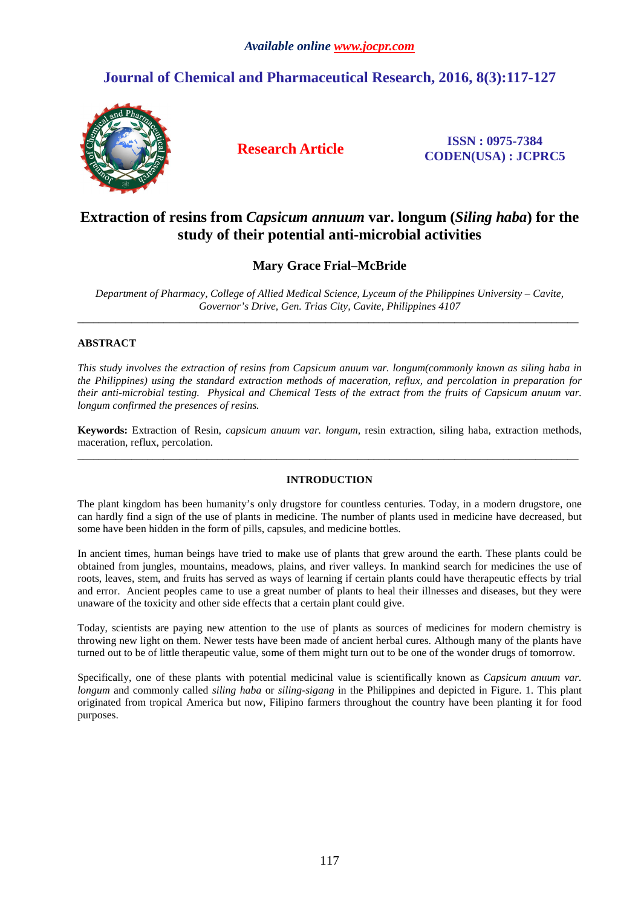*Available online www.jocpr.com*

## Journal of Chemical and Pharmaceutical Research, 2016, 8(3):117-127

**Research Article**

**ISSN : 0975-7384**
**CODEN(USA) : JCPRC5**

# Extraction of resins from *Capsicum annuum* var. longum (*Siling haba*) for the study of their potential anti-microbial activities

**Mary Grace Frial–McBride**

*Department of Pharmacy, College of Allied Medical Science, Lyceum of the Philippines University – Cavite, Governor's Drive, Gen. Trias City, Cavite, Philippines 4107*

---

**ABSTRACT**

*This study involves the extraction of resins from Capsicum anuum var. longum(commonly known as siling haba in the Philippines) using the standard extraction methods of maceration, reflux, and percolation in preparation for their anti-microbial testing. Physical and Chemical Tests of the extract from the fruits of Capsicum anuum var. longum confirmed the presences of resins.*

**Keywords:** Extraction of Resin, *capsicum anuum var. longum,* resin extraction, siling haba, extraction methods, maceration, reflux, percolation.

---

**INTRODUCTION**

The plant kingdom has been humanity's only drugstore for countless centuries. Today, in a modern drugstore, one can hardly find a sign of the use of plants in medicine. The number of plants used in medicine have decreased, but some have been hidden in the form of pills, capsules, and medicine bottles.

In ancient times, human beings have tried to make use of plants that grew around the earth. These plants could be obtained from jungles, mountains, meadows, plains, and river valleys. In mankind search for medicines the use of roots, leaves, stem, and fruits has served as ways of learning if certain plants could have therapeutic effects by trial and error. Ancient peoples came to use a great number of plants to heal their illnesses and diseases, but they were unaware of the toxicity and other side effects that a certain plant could give.

Today, scientists are paying new attention to the use of plants as sources of medicines for modern chemistry is throwing new light on them. Newer tests have been made of ancient herbal cures. Although many of the plants have turned out to be of little therapeutic value, some of them might turn out to be one of the wonder drugs of tomorrow.

Specifically, one of these plants with potential medicinal value is scientifically known as *Capsicum anuum var. longum* and commonly called *siling haba* or *siling-sigang* in the Philippines and depicted in Figure. 1. This plant originated from tropical America but now, Filipino farmers throughout the country have been planting it for food purposes.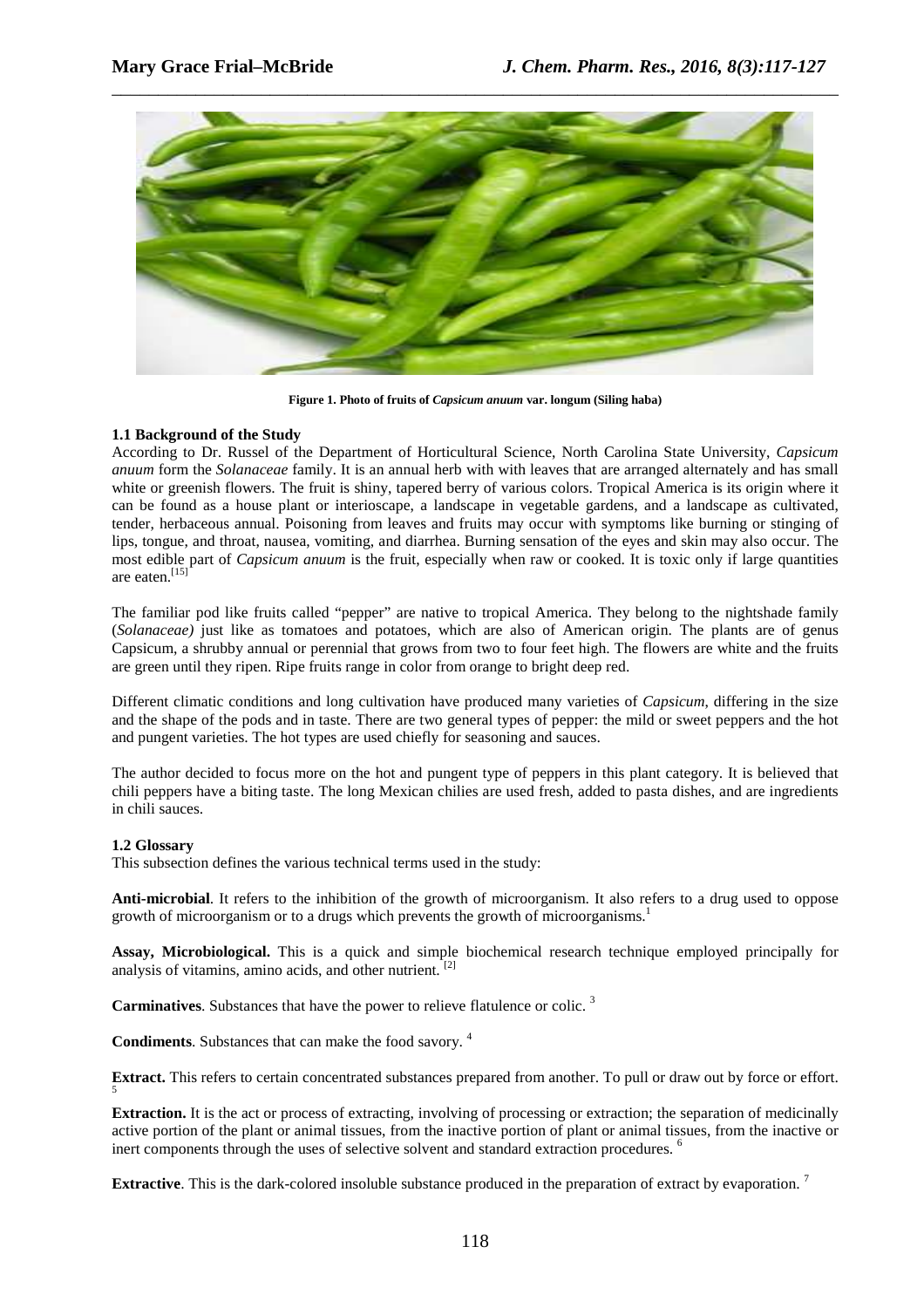**Figure 1. Photo of fruits of *Capsicum anuum* var. longum (Siling haba)**

### 1.1 Background of the Study

According to Dr. Russel of the Department of Horticultural Science, North Carolina State University, *Capsicum anuum* form the *Solanaceae* family. It is an annual herb with with leaves that are arranged alternately and has small white or greenish flowers. The fruit is shiny, tapered berry of various colors. Tropical America is its origin where it can be found as a house plant or interioscape, a landscape in vegetable gardens, and a landscape as cultivated, tender, herbaceous annual. Poisoning from leaves and fruits may occur with symptoms like burning or stinging of lips, tongue, and throat, nausea, vomiting, and diarrhea. Burning sensation of the eyes and skin may also occur. The most edible part of *Capsicum anuum* is the fruit, especially when raw or cooked. It is toxic only if large quantities are eaten.[15]

The familiar pod like fruits called "pepper" are native to tropical America. They belong to the nightshade family (*Solanaceae)* just like as tomatoes and potatoes, which are also of American origin. The plants are of genus Capsicum, a shrubby annual or perennial that grows from two to four feet high. The flowers are white and the fruits are green until they ripen. Ripe fruits range in color from orange to bright deep red.

Different climatic conditions and long cultivation have produced many varieties of *Capsicum*, differing in the size and the shape of the pods and in taste. There are two general types of pepper: the mild or sweet peppers and the hot and pungent varieties. The hot types are used chiefly for seasoning and sauces.

The author decided to focus more on the hot and pungent type of peppers in this plant category. It is believed that chili peppers have a biting taste. The long Mexican chilies are used fresh, added to pasta dishes, and are ingredients in chili sauces.

### 1.2 Glossary

This subsection defines the various technical terms used in the study:

**Anti-microbial**. It refers to the inhibition of the growth of microorganism. It also refers to a drug used to oppose growth of microorganism or to a drugs which prevents the growth of microorganisms.[1]

**Assay, Microbiological.** This is a quick and simple biochemical research technique employed principally for analysis of vitamins, amino acids, and other nutrient.[2]

**Carminatives**. Substances that have the power to relieve flatulence or colic.[3]

**Condiments**. Substances that can make the food savory.[4]

**Extract.** This refers to certain concentrated substances prepared from another. To pull or draw out by force or effort.[5]

**Extraction.** It is the act or process of extracting, involving of processing or extraction; the separation of medicinally active portion of the plant or animal tissues, from the inactive portion of plant or animal tissues, from the inactive or inert components through the uses of selective solvent and standard extraction procedures.[6]

**Extractive**. This is the dark-colored insoluble substance produced in the preparation of extract by evaporation.[7]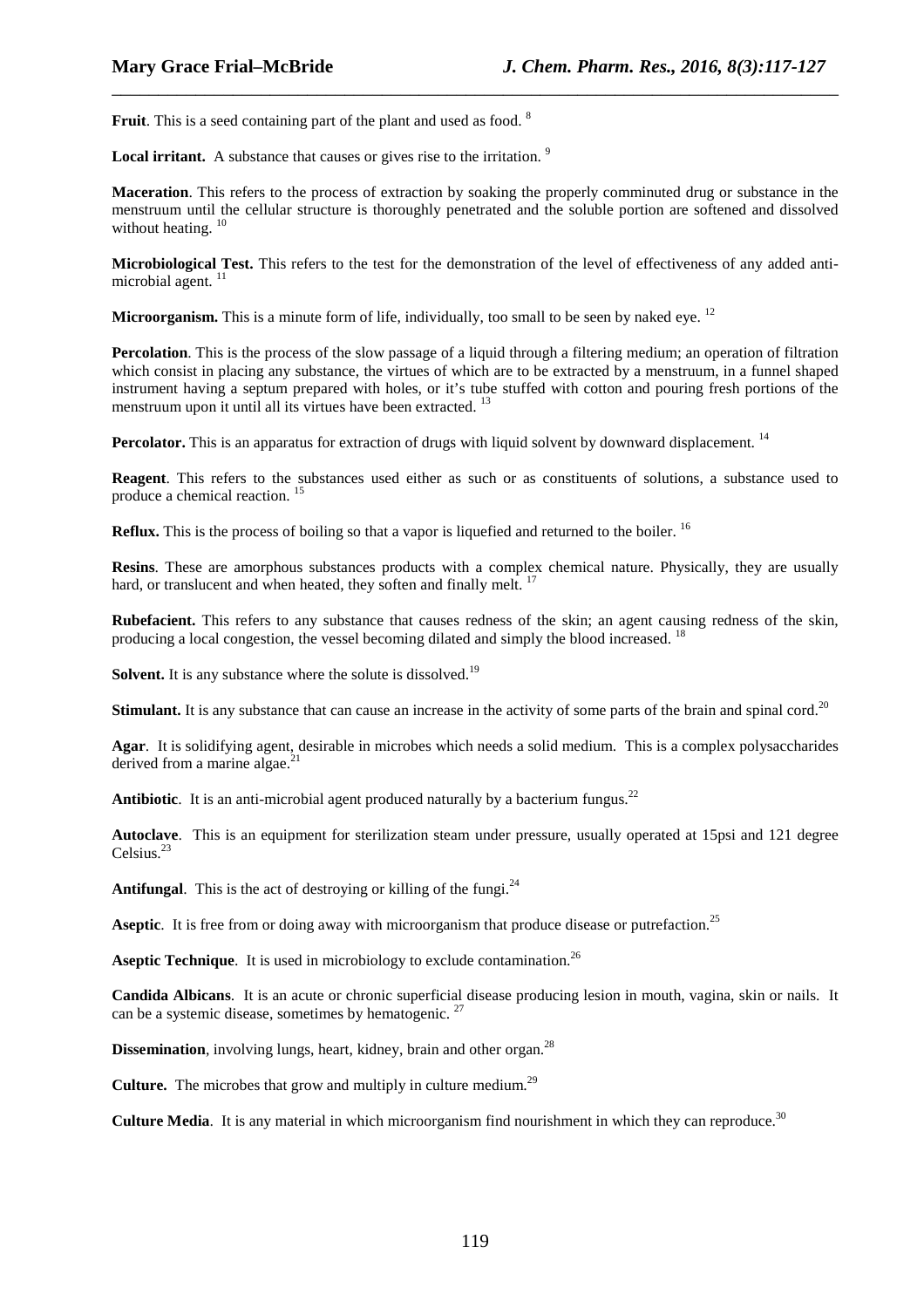**Fruit**. This is a seed containing part of the plant and used as food. [8]

**Local irritant.** A substance that causes or gives rise to the irritation. [9]

**Maceration**. This refers to the process of extraction by soaking the properly comminuted drug or substance in the menstruum until the cellular structure is thoroughly penetrated and the soluble portion are softened and dissolved without heating. [10]

**Microbiological Test.** This refers to the test for the demonstration of the level of effectiveness of any added anti-microbial agent. [11]

**Microorganism.** This is a minute form of life, individually, too small to be seen by naked eye. [12]

**Percolation**. This is the process of the slow passage of a liquid through a filtering medium; an operation of filtration which consist in placing any substance, the virtues of which are to be extracted by a menstruum, in a funnel shaped instrument having a septum prepared with holes, or it's tube stuffed with cotton and pouring fresh portions of the menstruum upon it until all its virtues have been extracted. [13]

**Percolator.** This is an apparatus for extraction of drugs with liquid solvent by downward displacement. [14]

**Reagent**. This refers to the substances used either as such or as constituents of solutions, a substance used to produce a chemical reaction. [15]

**Reflux.** This is the process of boiling so that a vapor is liquefied and returned to the boiler. [16]

**Resins**. These are amorphous substances products with a complex chemical nature. Physically, they are usually hard, or translucent and when heated, they soften and finally melt. [17]

**Rubefacient.** This refers to any substance that causes redness of the skin; an agent causing redness of the skin, producing a local congestion, the vessel becoming dilated and simply the blood increased. [18]

**Solvent.** It is any substance where the solute is dissolved.[19]

**Stimulant.** It is any substance that can cause an increase in the activity of some parts of the brain and spinal cord.[20]

**Agar**. It is solidifying agent, desirable in microbes which needs a solid medium. This is a complex polysaccharides derived from a marine algae.[21]

**Antibiotic**. It is an anti-microbial agent produced naturally by a bacterium fungus.[22]

**Autoclave**. This is an equipment for sterilization steam under pressure, usually operated at 15psi and 121 degree Celsius.[23]

**Antifungal**. This is the act of destroying or killing of the fungi.[24]

**Aseptic**. It is free from or doing away with microorganism that produce disease or putrefaction.[25]

**Aseptic Technique**. It is used in microbiology to exclude contamination.[26]

**Candida Albicans**. It is an acute or chronic superficial disease producing lesion in mouth, vagina, skin or nails. It can be a systemic disease, sometimes by hematogenic. [27]

**Dissemination**, involving lungs, heart, kidney, brain and other organ.[28]

**Culture.** The microbes that grow and multiply in culture medium.[29]

**Culture Media**. It is any material in which microorganism find nourishment in which they can reproduce.[30]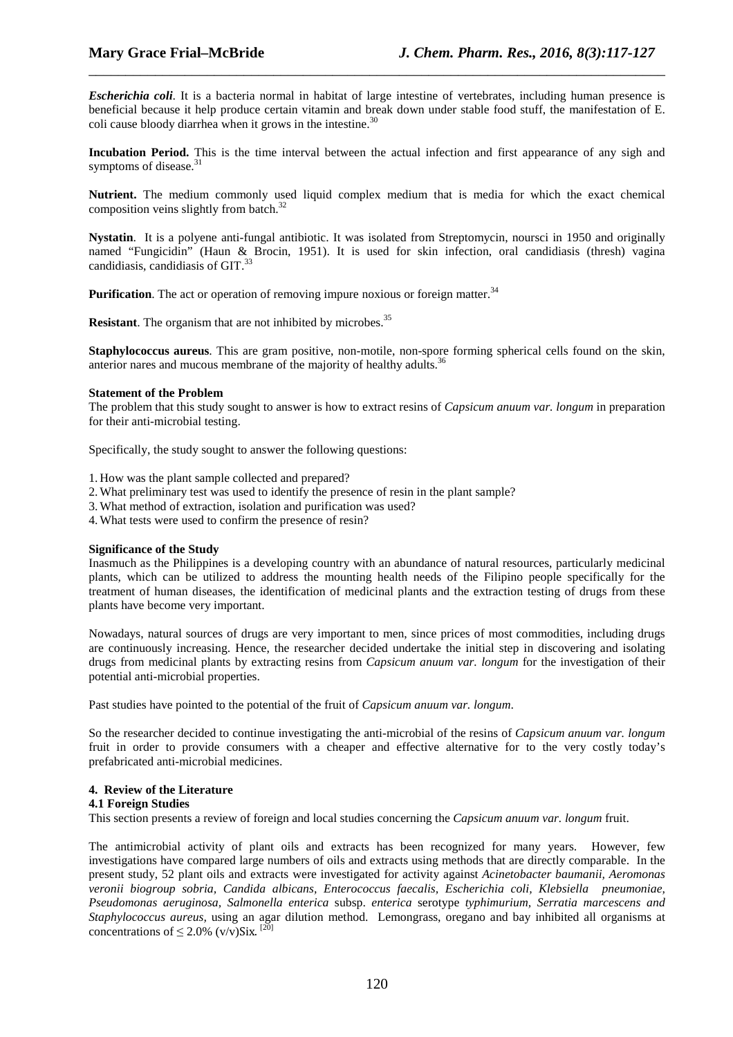***Escherichia coli***. It is a bacteria normal in habitat of large intestine of vertebrates, including human presence is beneficial because it help produce certain vitamin and break down under stable food stuff, the manifestation of E. coli cause bloody diarrhea when it grows in the intestine.[30]

**Incubation Period.** This is the time interval between the actual infection and first appearance of any sigh and symptoms of disease.[31]

**Nutrient.** The medium commonly used liquid complex medium that is media for which the exact chemical composition veins slightly from batch.[32]

**Nystatin**. It is a polyene anti-fungal antibiotic. It was isolated from Streptomycin, noursci in 1950 and originally named "Fungicidin" (Haun & Brocin, 1951). It is used for skin infection, oral candidiasis (thresh) vagina candidiasis, candidiasis of GIT.[33]

**Purification**. The act or operation of removing impure noxious or foreign matter.[34]

**Resistant**. The organism that are not inhibited by microbes.[35]

**Staphylococcus aureus**. This are gram positive, non-motile, non-spore forming spherical cells found on the skin, anterior nares and mucous membrane of the majority of healthy adults.[36]

**Statement of the Problem**

The problem that this study sought to answer is how to extract resins of *Capsicum anuum var. longum* in preparation for their anti-microbial testing.

Specifically, the study sought to answer the following questions:

1. How was the plant sample collected and prepared?
2. What preliminary test was used to identify the presence of resin in the plant sample?
3. What method of extraction, isolation and purification was used?
4. What tests were used to confirm the presence of resin?

**Significance of the Study**

Inasmuch as the Philippines is a developing country with an abundance of natural resources, particularly medicinal plants, which can be utilized to address the mounting health needs of the Filipino people specifically for the treatment of human diseases, the identification of medicinal plants and the extraction testing of drugs from these plants have become very important.

Nowadays, natural sources of drugs are very important to men, since prices of most commodities, including drugs are continuously increasing. Hence, the researcher decided undertake the initial step in discovering and isolating drugs from medicinal plants by extracting resins from *Capsicum anuum var. longum* for the investigation of their potential anti-microbial properties.

Past studies have pointed to the potential of the fruit of *Capsicum anuum var. longum*.

So the researcher decided to continue investigating the anti-microbial of the resins of *Capsicum anuum var. longum* fruit in order to provide consumers with a cheaper and effective alternative for to the very costly today's prefabricated anti-microbial medicines.

## 4. Review of the Literature

### 4.1 Foreign Studies

This section presents a review of foreign and local studies concerning the *Capsicum anuum var. longum* fruit.

The antimicrobial activity of plant oils and extracts has been recognized for many years. However, few investigations have compared large numbers of oils and extracts using methods that are directly comparable. In the present study, 52 plant oils and extracts were investigated for activity against *Acinetobacter baumanii, Aeromonas veronii biogroup sobria, Candida albicans, Enterococcus faecalis, Escherichia coli, Klebsiella pneumoniae, Pseudomonas aeruginosa, Salmonella enterica* subsp. *enterica* serotype *typhimurium, Serratia marcescens and Staphylococcus aureus,* using an agar dilution method. Lemongrass, oregano and bay inhibited all organisms at concentrations of $\leq$ 2.0% (v/v)Six. [20]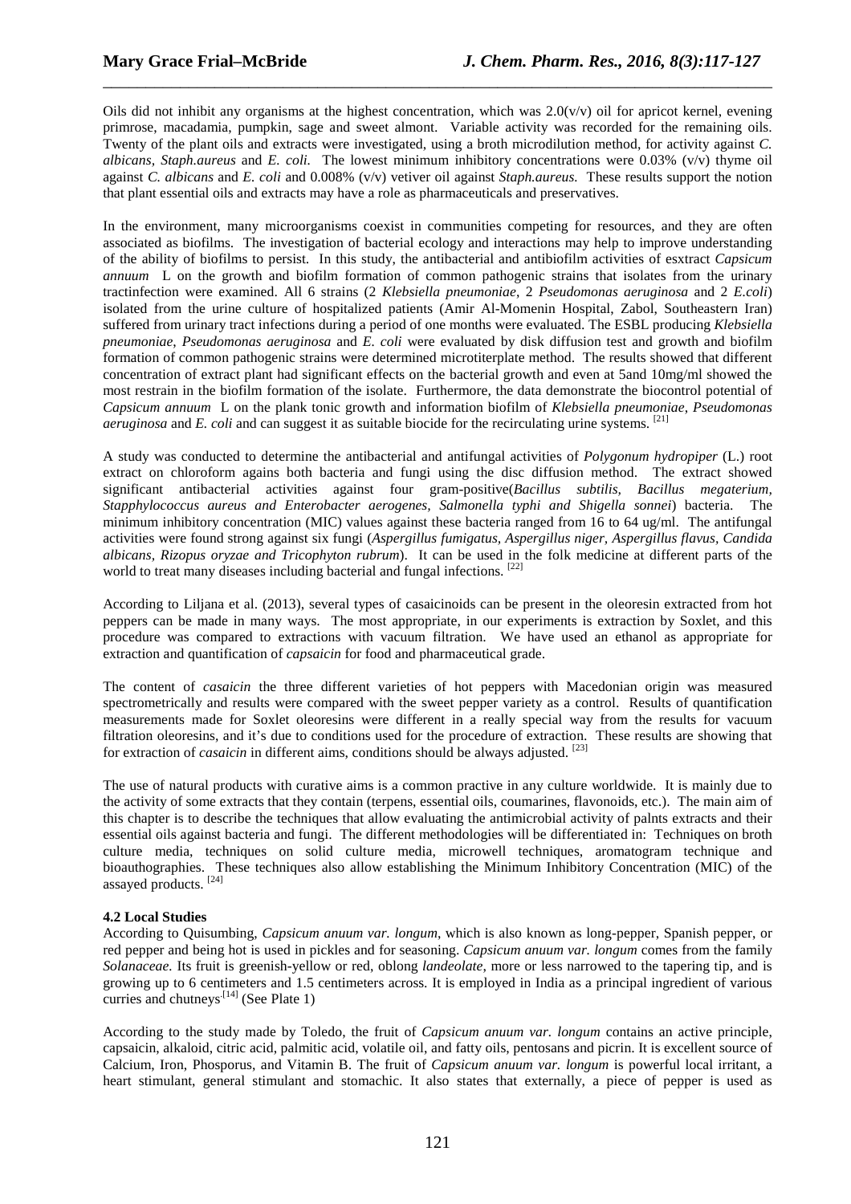Oils did not inhibit any organisms at the highest concentration, which was 2.0(v/v) oil for apricot kernel, evening primrose, macadamia, pumpkin, sage and sweet almont. Variable activity was recorded for the remaining oils. Twenty of the plant oils and extracts were investigated, using a broth microdilution method, for activity against *C. albicans*, *Staph.aureus* and *E. coli.* The lowest minimum inhibitory concentrations were 0.03% (v/v) thyme oil against *C. albicans* and *E. coli* and 0.008% (v/v) vetiver oil against *Staph.aureus.* These results support the notion that plant essential oils and extracts may have a role as pharmaceuticals and preservatives.

In the environment, many microorganisms coexist in communities competing for resources, and they are often associated as biofilms. The investigation of bacterial ecology and interactions may help to improve understanding of the ability of biofilms to persist. In this study, the antibacterial and antibiofilm activities of esxtract *Capsicum annuum* L on the growth and biofilm formation of common pathogenic strains that isolates from the urinary tractinfection were examined. All 6 strains (2 *Klebsiella pneumoniae*, 2 *Pseudomonas aeruginosa* and 2 *E.coli*) isolated from the urine culture of hospitalized patients (Amir Al-Momenin Hospital, Zabol, Southeastern Iran) suffered from urinary tract infections during a period of one months were evaluated. The ESBL producing *Klebsiella pneumoniae*, *Pseudomonas aeruginosa* and *E. coli* were evaluated by disk diffusion test and growth and biofilm formation of common pathogenic strains were determined microtiterplate method. The results showed that different concentration of extract plant had significant effects on the bacterial growth and even at 5and 10mg/ml showed the most restrain in the biofilm formation of the isolate. Furthermore, the data demonstrate the biocontrol potential of *Capsicum annuum* L on the plank tonic growth and information biofilm of *Klebsiella pneumoniae*, *Pseudomonas aeruginosa* and *E. coli* and can suggest it as suitable biocide for the recirculating urine systems. [21]

A study was conducted to determine the antibacterial and antifungal activities of *Polygonum hydropiper* (L.) root extract on chloroform agains both bacteria and fungi using the disc diffusion method. The extract showed significant antibacterial activities against four gram-positive(*Bacillus subtilis, Bacillus megaterium, Stapphylococcus aureus and Enterobacter aerogenes, Salmonella typhi and Shigella sonnei*) bacteria. The minimum inhibitory concentration (MIC) values against these bacteria ranged from 16 to 64 ug/ml. The antifungal activities were found strong against six fungi (*Aspergillus fumigatus, Aspergillus niger, Aspergillus flavus, Candida albicans, Rizopus oryzae and Tricophyton rubrum*). It can be used in the folk medicine at different parts of the world to treat many diseases including bacterial and fungal infections. [22]

According to Liljana et al. (2013), several types of casaicinoids can be present in the oleoresin extracted from hot peppers can be made in many ways. The most appropriate, in our experiments is extraction by Soxlet, and this procedure was compared to extractions with vacuum filtration. We have used an ethanol as appropriate for extraction and quantification of *capsaicin* for food and pharmaceutical grade.

The content of *casaicin* the three different varieties of hot peppers with Macedonian origin was measured spectrometrically and results were compared with the sweet pepper variety as a control. Results of quantification measurements made for Soxlet oleoresins were different in a really special way from the results for vacuum filtration oleoresins, and it's due to conditions used for the procedure of extraction. These results are showing that for extraction of *casaicin* in different aims, conditions should be always adjusted. [23]

The use of natural products with curative aims is a common practive in any culture worldwide. It is mainly due to the activity of some extracts that they contain (terpens, essential oils, coumarines, flavonoids, etc.). The main aim of this chapter is to describe the techniques that allow evaluating the antimicrobial activity of palnts extracts and their essential oils against bacteria and fungi. The different methodologies will be differentiated in: Techniques on broth culture media, techniques on solid culture media, microwell techniques, aromatogram technique and bioauthographies. These techniques also allow establishing the Minimum Inhibitory Concentration (MIC) of the assayed products. [24]

**4.2 Local Studies**

According to Quisumbing, *Capsicum anuum var. longum*, which is also known as long-pepper, Spanish pepper, or red pepper and being hot is used in pickles and for seasoning. *Capsicum anuum var. longum* comes from the family *Solanaceae.* Its fruit is greenish-yellow or red, oblong *landeolate*, more or less narrowed to the tapering tip, and is growing up to 6 centimeters and 1.5 centimeters across. It is employed in India as a principal ingredient of various curries and chutneys[14] (See Plate 1)

According to the study made by Toledo, the fruit of *Capsicum anuum var. longum* contains an active principle, capsaicin, alkaloid, citric acid, palmitic acid, volatile oil, and fatty oils, pentosans and picrin. It is excellent source of Calcium, Iron, Phosporus, and Vitamin B. The fruit of *Capsicum anuum var. longum* is powerful local irritant, a heart stimulant, general stimulant and stomachic. It also states that externally, a piece of pepper is used as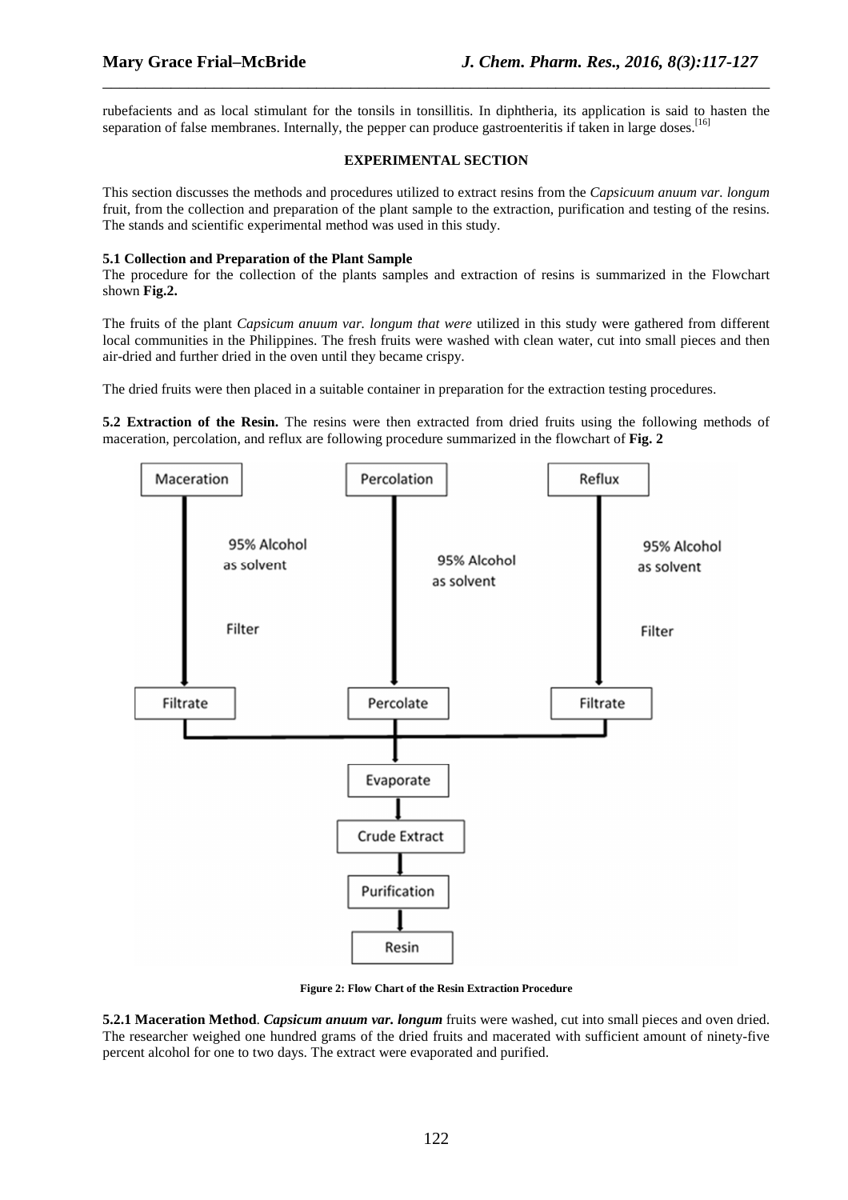rubefacients and as local stimulant for the tonsils in tonsillitis. In diphtheria, its application is said to hasten the separation of false membranes. Internally, the pepper can produce gastroenteritis if taken in large doses.[16]

## EXPERIMENTAL SECTION

This section discusses the methods and procedures utilized to extract resins from the *Capsicuum anuum var. longum* fruit, from the collection and preparation of the plant sample to the extraction, purification and testing of the resins. The stands and scientific experimental method was used in this study.

### 5.1 Collection and Preparation of the Plant Sample

The procedure for the collection of the plants samples and extraction of resins is summarized in the Flowchart shown **Fig.2.**

The fruits of the plant *Capsicum anuum var. longum that were* utilized in this study were gathered from different local communities in the Philippines. The fresh fruits were washed with clean water, cut into small pieces and then air-dried and further dried in the oven until they became crispy.

The dried fruits were then placed in a suitable container in preparation for the extraction testing procedures.

**5.2 Extraction of the Resin.** The resins were then extracted from dried fruits using the following methods of maceration, percolation, and reflux are following procedure summarized in the flowchart of **Fig. 2**

Maceration → 95% Alcohol as solvent → Filter → Filtrate

Percolation → 95% Alcohol as solvent → Percolate

Reflux → 95% Alcohol as solvent → Filter → Filtrate

Filtrate / Percolate / Filtrate → Evaporate → Crude Extract → Purification → Resin

**Figure 2: Flow Chart of the Resin Extraction Procedure**

**5.2.1 Maceration Method**. ***Capsicum anuum var. longum*** fruits were washed, cut into small pieces and oven dried. The researcher weighed one hundred grams of the dried fruits and macerated with sufficient amount of ninety-five percent alcohol for one to two days. The extract were evaporated and purified.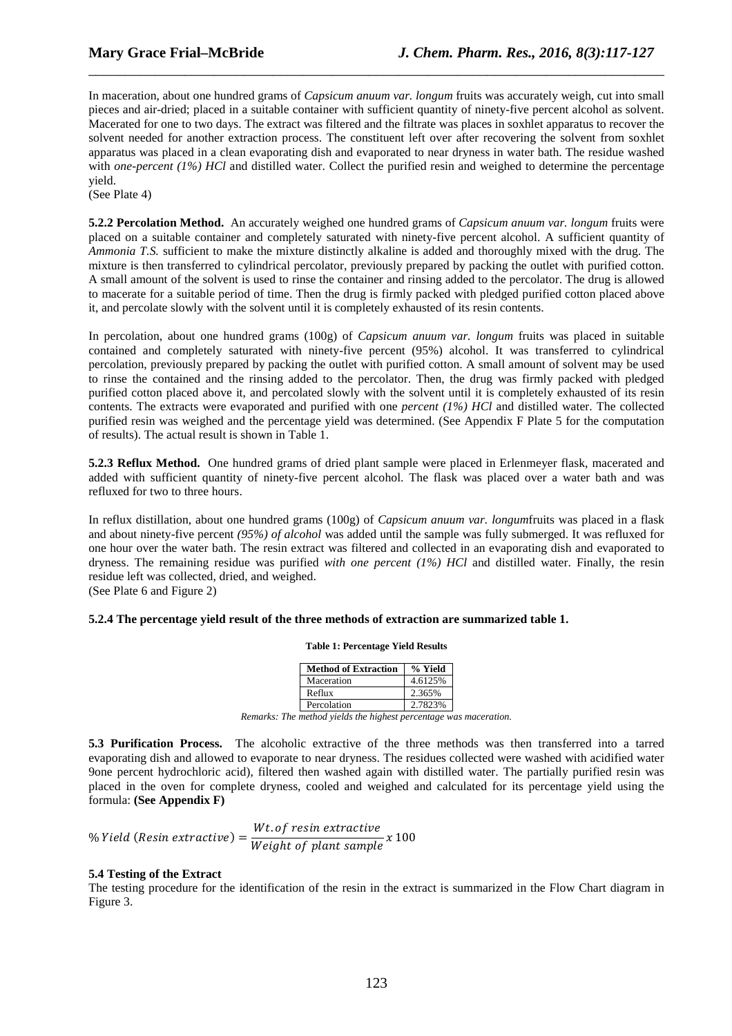In maceration, about one hundred grams of *Capsicum anuum var. longum* fruits was accurately weigh, cut into small pieces and air-dried; placed in a suitable container with sufficient quantity of ninety-five percent alcohol as solvent. Macerated for one to two days. The extract was filtered and the filtrate was places in soxhlet apparatus to recover the solvent needed for another extraction process. The constituent left over after recovering the solvent from soxhlet apparatus was placed in a clean evaporating dish and evaporated to near dryness in water bath. The residue washed with *one-percent (1%) HCl* and distilled water. Collect the purified resin and weighed to determine the percentage yield.
(See Plate 4)

**5.2.2 Percolation Method.** An accurately weighed one hundred grams of *Capsicum anuum var. longum* fruits were placed on a suitable container and completely saturated with ninety-five percent alcohol. A sufficient quantity of *Ammonia T.S.* sufficient to make the mixture distinctly alkaline is added and thoroughly mixed with the drug. The mixture is then transferred to cylindrical percolator, previously prepared by packing the outlet with purified cotton. A small amount of the solvent is used to rinse the container and rinsing added to the percolator. The drug is allowed to macerate for a suitable period of time. Then the drug is firmly packed with pledged purified cotton placed above it, and percolate slowly with the solvent until it is completely exhausted of its resin contents.

In percolation, about one hundred grams (100g) of *Capsicum anuum var. longum* fruits was placed in suitable contained and completely saturated with ninety-five percent (95%) alcohol. It was transferred to cylindrical percolation, previously prepared by packing the outlet with purified cotton. A small amount of solvent may be used to rinse the contained and the rinsing added to the percolator. Then, the drug was firmly packed with pledged purified cotton placed above it, and percolated slowly with the solvent until it is completely exhausted of its resin contents. The extracts were evaporated and purified with one *percent (1%) HCl* and distilled water. The collected purified resin was weighed and the percentage yield was determined. (See Appendix F Plate 5 for the computation of results). The actual result is shown in Table 1.

**5.2.3 Reflux Method.** One hundred grams of dried plant sample were placed in Erlenmeyer flask, macerated and added with sufficient quantity of ninety-five percent alcohol. The flask was placed over a water bath and was refluxed for two to three hours.

In reflux distillation, about one hundred grams (100g) of *Capsicum anuum var. longum*fruits was placed in a flask and about ninety-five percent *(95%) of alcohol* was added until the sample was fully submerged. It was refluxed for one hour over the water bath. The resin extract was filtered and collected in an evaporating dish and evaporated to dryness. The remaining residue was purified *with one percent (1%) HCl* and distilled water. Finally, the resin residue left was collected, dried, and weighed.
(See Plate 6 and Figure 2)

**5.2.4 The percentage yield result of the three methods of extraction are summarized table 1.**

**Table 1: Percentage Yield Results**

| Method of Extraction | % Yield |
|---|---|
| Maceration | 4.6125% |
| Reflux | 2.365% |
| Percolation | 2.7823% |

*Remarks: The method yields the highest percentage was maceration.*

**5.3 Purification Process.** The alcoholic extractive of the three methods was then transferred into a tarred evaporating dish and allowed to evaporate to near dryness. The residues collected were washed with acidified water 9one percent hydrochloric acid), filtered then washed again with distilled water. The partially purified resin was placed in the oven for complete dryness, cooled and weighed and calculated for its percentage yield using the formula: **(See Appendix F)**

$$\%\,Yield\ (Resin\ extractive) = \frac{Wt.of\ resin\ extractive}{Weight\ of\ plant\ sample}\, x\ 100$$

**5.4 Testing of the Extract**

The testing procedure for the identification of the resin in the extract is summarized in the Flow Chart diagram in Figure 3.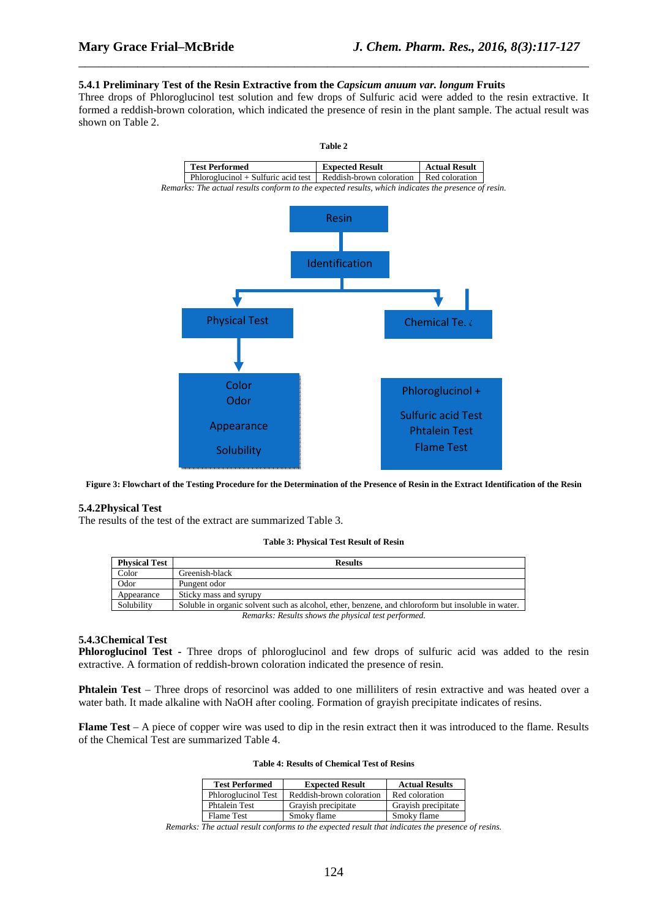### 5.4.1 Preliminary Test of the Resin Extractive from the *Capsicum anuum var. longum* Fruits

Three drops of Phloroglucinol test solution and few drops of Sulfuric acid were added to the resin extractive. It formed a reddish-brown coloration, which indicated the presence of resin in the plant sample. The actual result was shown on Table 2.

**Table 2**

| Test Performed | Expected Result | Actual Result |
|---|---|---|
| Phloroglucinol + Sulfuric acid test | Reddish-brown coloration | Red coloration |

*Remarks: The actual results conform to the expected results, which indicates the presence of resin.*

Resin → Identification → Physical Test (Color, Odor, Appearance, Solubility); Chemical Test (Phloroglucinol + Sulfuric acid Test, Phtalein Test, Flame Test)

**Figure 3: Flowchart of the Testing Procedure for the Determination of the Presence of Resin in the Extract Identification of the Resin**

### 5.4.2 Physical Test

The results of the test of the extract are summarized Table 3.

**Table 3: Physical Test Result of Resin**

| Physical Test | Results |
|---|---|
| Color | Greenish-black |
| Odor | Pungent odor |
| Appearance | Sticky mass and syrupy |
| Solubility | Soluble in organic solvent such as alcohol, ether, benzene, and chloroform but insoluble in water. |

*Remarks: Results shows the physical test performed.*

### 5.4.3 Chemical Test

**Phloroglucinol Test** - Three drops of phloroglucinol and few drops of sulfuric acid was added to the resin extractive. A formation of reddish-brown coloration indicated the presence of resin.

**Phtalein Test** – Three drops of resorcinol was added to one milliliters of resin extractive and was heated over a water bath. It made alkaline with NaOH after cooling. Formation of grayish precipitate indicates of resins.

**Flame Test** – A piece of copper wire was used to dip in the resin extract then it was introduced to the flame. Results of the Chemical Test are summarized Table 4.

**Table 4: Results of Chemical Test of Resins**

| Test Performed | Expected Result | Actual Results |
|---|---|---|
| Phloroglucinol Test | Reddish-brown coloration | Red coloration |
| Phtalein Test | Grayish precipitate | Grayish precipitate |
| Flame Test | Smoky flame | Smoky flame |

*Remarks: The actual result conforms to the expected result that indicates the presence of resins.*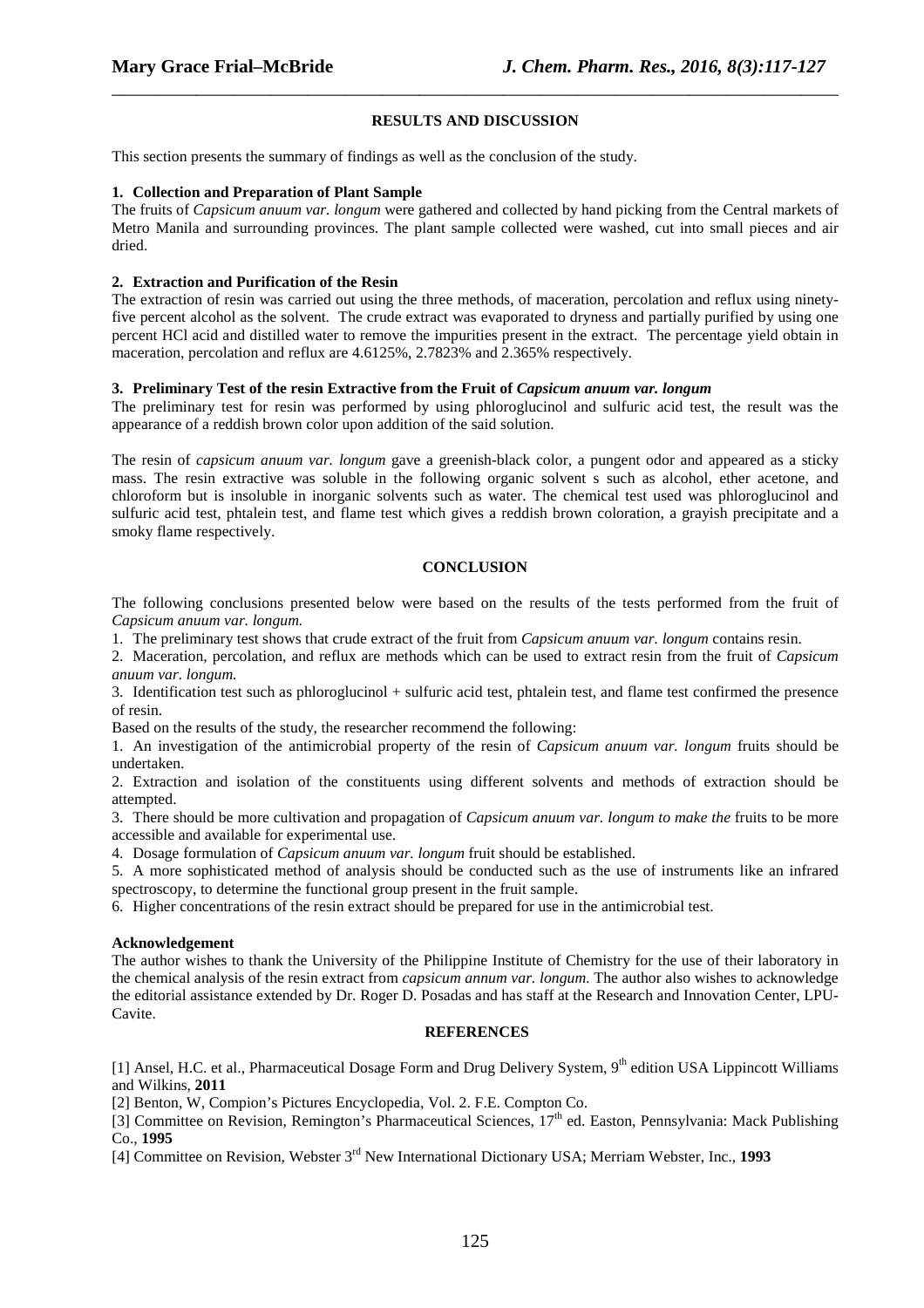## RESULTS AND DISCUSSION

This section presents the summary of findings as well as the conclusion of the study.

### 1. Collection and Preparation of Plant Sample

The fruits of *Capsicum anuum var. longum* were gathered and collected by hand picking from the Central markets of Metro Manila and surrounding provinces. The plant sample collected were washed, cut into small pieces and air dried.

### 2. Extraction and Purification of the Resin

The extraction of resin was carried out using the three methods, of maceration, percolation and reflux using ninety-five percent alcohol as the solvent. The crude extract was evaporated to dryness and partially purified by using one percent HCl acid and distilled water to remove the impurities present in the extract. The percentage yield obtain in maceration, percolation and reflux are 4.6125%, 2.7823% and 2.365% respectively.

### 3. Preliminary Test of the resin Extractive from the Fruit of *Capsicum anuum var. longum*

The preliminary test for resin was performed by using phloroglucinol and sulfuric acid test, the result was the appearance of a reddish brown color upon addition of the said solution.

The resin of *capsicum anuum var. longum* gave a greenish-black color, a pungent odor and appeared as a sticky mass. The resin extractive was soluble in the following organic solvent s such as alcohol, ether acetone, and chloroform but is insoluble in inorganic solvents such as water. The chemical test used was phloroglucinol and sulfuric acid test, phtalein test, and flame test which gives a reddish brown coloration, a grayish precipitate and a smoky flame respectively.

## CONCLUSION

The following conclusions presented below were based on the results of the tests performed from the fruit of *Capsicum anuum var. longum.*

1. The preliminary test shows that crude extract of the fruit from *Capsicum anuum var. longum* contains resin.
2. Maceration, percolation, and reflux are methods which can be used to extract resin from the fruit of *Capsicum anuum var. longum.*
3. Identification test such as phloroglucinol + sulfuric acid test, phtalein test, and flame test confirmed the presence of resin.

Based on the results of the study, the researcher recommend the following:

1. An investigation of the antimicrobial property of the resin of *Capsicum anuum var. longum* fruits should be undertaken.
2. Extraction and isolation of the constituents using different solvents and methods of extraction should be attempted.
3. There should be more cultivation and propagation of *Capsicum anuum var. longum to make the* fruits to be more accessible and available for experimental use.
4. Dosage formulation of *Capsicum anuum var. longum* fruit should be established.
5. A more sophisticated method of analysis should be conducted such as the use of instruments like an infrared spectroscopy, to determine the functional group present in the fruit sample.
6. Higher concentrations of the resin extract should be prepared for use in the antimicrobial test.

### Acknowledgement

The author wishes to thank the University of the Philippine Institute of Chemistry for the use of their laboratory in the chemical analysis of the resin extract from *capsicum annum var. longum.* The author also wishes to acknowledge the editorial assistance extended by Dr. Roger D. Posadas and has staff at the Research and Innovation Center, LPU-Cavite.

## REFERENCES

[1] Ansel, H.C. et al., Pharmaceutical Dosage Form and Drug Delivery System, 9th edition USA Lippincott Williams and Wilkins, **2011**

[2] Benton, W, Compion's Pictures Encyclopedia, Vol. 2. F.E. Compton Co.

[3] Committee on Revision, Remington's Pharmaceutical Sciences, 17th ed. Easton, Pennsylvania: Mack Publishing Co., **1995**

[4] Committee on Revision, Webster 3rd New International Dictionary USA; Merriam Webster, Inc., **1993**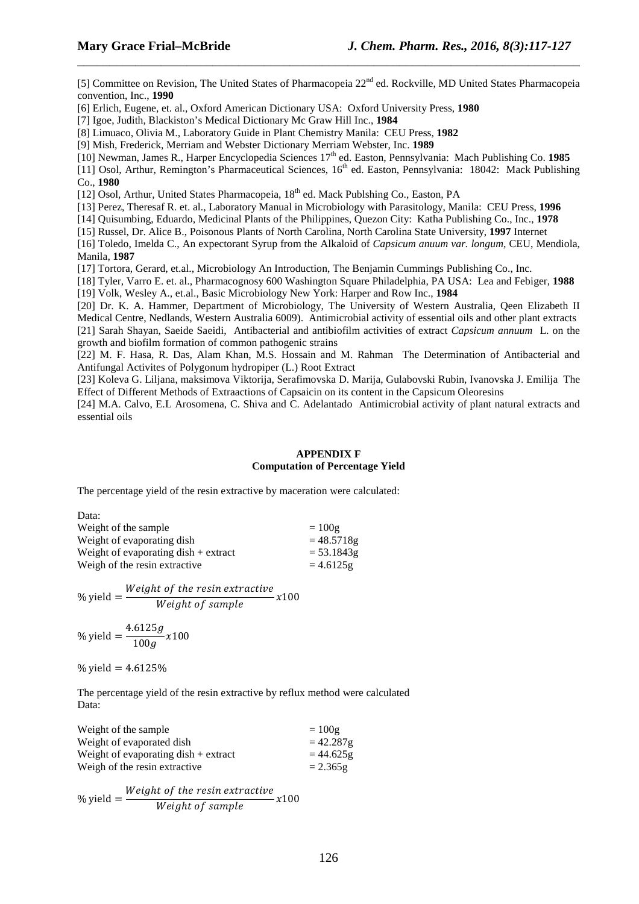[5] Committee on Revision, The United States of Pharmacopeia 22nd ed. Rockville, MD United States Pharmacopeia convention, Inc., **1990**

[6] Erlich, Eugene, et. al., Oxford American Dictionary USA: Oxford University Press, **1980**

[7] Igoe, Judith, Blackiston's Medical Dictionary Mc Graw Hill Inc., **1984**

[8] Limuaco, Olivia M., Laboratory Guide in Plant Chemistry Manila: CEU Press, **1982**

[9] Mish, Frederick, Merriam and Webster Dictionary Merriam Webster, Inc. **1989**

[10] Newman, James R., Harper Encyclopedia Sciences 17th ed. Easton, Pennsylvania: Mach Publishing Co. **1985**

[11] Osol, Arthur, Remington's Pharmaceutical Sciences, 16th ed. Easton, Pennsylvania: 18042: Mack Publishing Co., **1980**

[12] Osol, Arthur, United States Pharmacopeia, 18th ed. Mack Publshing Co., Easton, PA

[13] Perez, Theresaf R. et. al., Laboratory Manual in Microbiology with Parasitology, Manila: CEU Press, **1996**

[14] Quisumbing, Eduardo, Medicinal Plants of the Philippines, Quezon City: Katha Publishing Co., Inc., **1978**

[15] Russel, Dr. Alice B., Poisonous Plants of North Carolina, North Carolina State University, **1997** Internet

[16] Toledo, Imelda C., An expectorant Syrup from the Alkaloid of *Capsicum anuum var. longum,* CEU, Mendiola, Manila, **1987**

[17] Tortora, Gerard, et.al., Microbiology An Introduction, The Benjamin Cummings Publishing Co., Inc.

[18] Tyler, Varro E. et. al., Pharmacognosy 600 Washington Square Philadelphia, PA USA: Lea and Febiger, **1988**

[19] Volk, Wesley A., et.al., Basic Microbiology New York: Harper and Row Inc., **1984**

[20] Dr. K. A. Hammer, Department of Microbiology, The University of Western Australia, Qeen Elizabeth II Medical Centre, Nedlands, Western Australia 6009). Antimicrobial activity of essential oils and other plant extracts

[21] Sarah Shayan, Saeide Saeidi, Antibacterial and antibiofilm activities of extract *Capsicum annuum* L. on the growth and biofilm formation of common pathogenic strains

[22] M. F. Hasa, R. Das, Alam Khan, M.S. Hossain and M. Rahman The Determination of Antibacterial and Antifungal Activites of Polygonum hydropiper (L.) Root Extract

[23] Koleva G. Liljana, maksimova Viktorija, Serafimovska D. Marija, Gulabovski Rubin, Ivanovska J. Emilija The Effect of Different Methods of Extraactions of Capsaicin on its content in the Capsicum Oleoresins

[24] M.A. Calvo, E.L Arosomena, C. Shiva and C. Adelantado Antimicrobial activity of plant natural extracts and essential oils

## APPENDIX F
### Computation of Percentage Yield

The percentage yield of the resin extractive by maceration were calculated:

Data:

| | |
|---|---|
| Weight of the sample | = 100g |
| Weight of evaporating dish | = 48.5718g |
| Weight of evaporating dish + extract | = 53.1843g |
| Weigh of the resin extractive | = 4.6125g |

$$\% \text{ yield} = \frac{Weight\ of\ the\ resin\ extractive}{Weight\ of\ sample} x100$$

$$\% \text{ yield} = \frac{4.6125g}{100g} x100$$

$$\% \text{ yield} = 4.6125\%$$

The percentage yield of the resin extractive by reflux method were calculated

Data:

| | |
|---|---|
| Weight of the sample | = 100g |
| Weight of evaporated dish | = 42.287g |
| Weight of evaporating dish + extract | = 44.625g |
| Weigh of the resin extractive | = 2.365g |

$$\% \text{ yield} = \frac{Weight\ of\ the\ resin\ extractive}{Weight\ of\ sample} x100$$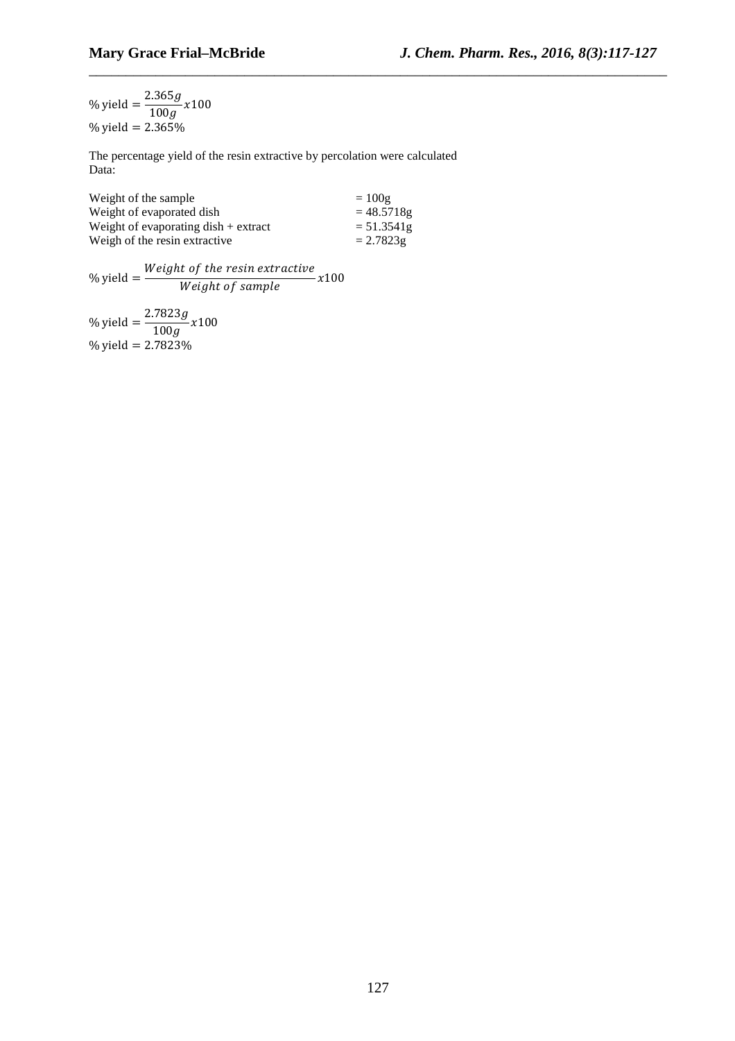$$\% \text{ yield} = \frac{2.365g}{100g}x100$$
$$\% \text{ yield} = 2.365\%$$

The percentage yield of the resin extractive by percolation were calculated
Data:

| | |
|---|---|
| Weight of the sample | = 100g |
| Weight of evaporated dish | = 48.5718g |
| Weight of evaporating dish + extract | = 51.3541g |
| Weigh of the resin extractive | = 2.7823g |

$$\% \text{ yield} = \frac{Weight\ of\ the\ resin\ extractive}{Weight\ of\ sample}x100$$

$$\% \text{ yield} = \frac{2.7823g}{100g}x100$$
$$\% \text{ yield} = 2.7823\%$$